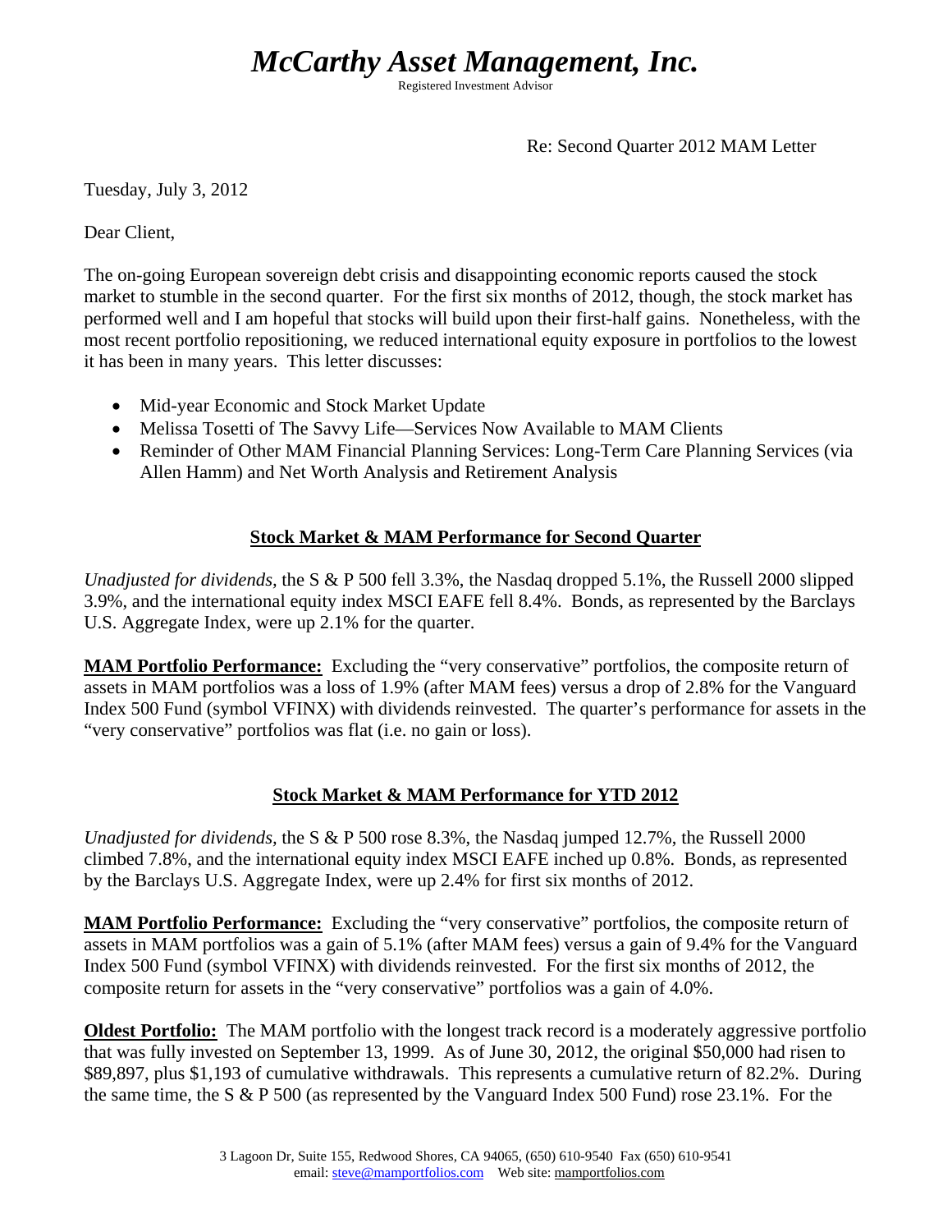# *McCarthy Asset Management, Inc.*

Registered Investment Advisor

Re: Second Quarter 2012 MAM Letter

Tuesday, July 3, 2012

Dear Client,

The on-going European sovereign debt crisis and disappointing economic reports caused the stock market to stumble in the second quarter. For the first six months of 2012, though, the stock market has performed well and I am hopeful that stocks will build upon their first-half gains. Nonetheless, with the most recent portfolio repositioning, we reduced international equity exposure in portfolios to the lowest it has been in many years. This letter discusses:

- Mid-year Economic and Stock Market Update
- Melissa Tosetti of The Savvy Life—Services Now Available to MAM Clients
- Reminder of Other MAM Financial Planning Services: Long-Term Care Planning Services (via Allen Hamm) and Net Worth Analysis and Retirement Analysis

## <u>Stock Market & MAM Performance for Second Quarter</u>

*Unadjusted for dividends,* the S & P 500 fell 3.3%, the Nasdaq dropped 5.1%, the Russell 2000 slipped 3.9%, and the international equity index MSCI EAFE fell 8.4%. Bonds, as represented by the Barclays U.S. Aggregate Index, were up 2.1% for the quarter.

**<u>MAM Portfolio Performance:</u>** Excluding the "very conservative" portfolios, the composite return of assets in MAM portfolios was a loss of 1.9% (after MAM fees) versus a drop of 2.8% for the Vanguard Index 500 Fund (symbol VFINX) with dividends reinvested. The quarter's performance for assets in the "very conservative" portfolios was flat (i.e. no gain or loss).

## <u>Stock Market & MAM Performance for YTD 2012</u>

*Unadjusted for dividends,* the S & P 500 rose 8.3%, the Nasdaq jumped 12.7%, the Russell 2000 climbed 7.8%, and the international equity index MSCI EAFE inched up 0.8%. Bonds, as represented by the Barclays U.S. Aggregate Index, were up 2.4% for first six months of 2012.

**<u>MAM Portfolio Performance:</u>** Excluding the "very conservative" portfolios, the composite return of assets in MAM portfolios was a gain of 5.1% (after MAM fees) versus a gain of 9.4% for the Vanguard Index 500 Fund (symbol VFINX) with dividends reinvested. For the first six months of 2012, the composite return for assets in the "very conservative" portfolios was a gain of 4.0%.

**<u>Oldest Portfolio:</u>** The MAM portfolio with the longest track record is a moderately aggressive portfolio that was fully invested on September 13, 1999. As of June 30, 2012, the original $50,000 had risen to $89,897, plus $1,193 of cumulative withdrawals. This represents a cumulative return of 82.2%. During the same time, the S & P 500 (as represented by the Vanguard Index 500 Fund) rose 23.1%. For the

3 Lagoon Dr, Suite 155, Redwood Shores, CA 94065, (650) 610-9540 Fax (650) 610-9541
email: steve@mamportfolios.com Web site: mamportfolios.com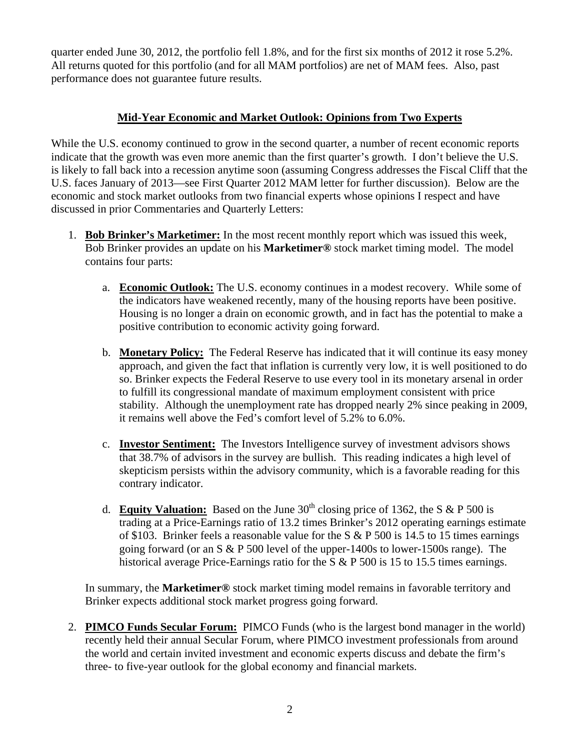quarter ended June 30, 2012, the portfolio fell 1.8%, and for the first six months of 2012 it rose 5.2%. All returns quoted for this portfolio (and for all MAM portfolios) are net of MAM fees. Also, past performance does not guarantee future results.

## Mid-Year Economic and Market Outlook: Opinions from Two Experts

While the U.S. economy continued to grow in the second quarter, a number of recent economic reports indicate that the growth was even more anemic than the first quarter's growth. I don't believe the U.S. is likely to fall back into a recession anytime soon (assuming Congress addresses the Fiscal Cliff that the U.S. faces January of 2013—see First Quarter 2012 MAM letter for further discussion). Below are the economic and stock market outlooks from two financial experts whose opinions I respect and have discussed in prior Commentaries and Quarterly Letters:

1. **Bob Brinker's Marketimer:** In the most recent monthly report which was issued this week, Bob Brinker provides an update on his **Marketimer®** stock market timing model. The model contains four parts:

    a. **Economic Outlook:** The U.S. economy continues in a modest recovery. While some of the indicators have weakened recently, many of the housing reports have been positive. Housing is no longer a drain on economic growth, and in fact has the potential to make a positive contribution to economic activity going forward.

    b. **Monetary Policy:** The Federal Reserve has indicated that it will continue its easy money approach, and given the fact that inflation is currently very low, it is well positioned to do so. Brinker expects the Federal Reserve to use every tool in its monetary arsenal in order to fulfill its congressional mandate of maximum employment consistent with price stability. Although the unemployment rate has dropped nearly 2% since peaking in 2009, it remains well above the Fed's comfort level of 5.2% to 6.0%.

    c. **Investor Sentiment:** The Investors Intelligence survey of investment advisors shows that 38.7% of advisors in the survey are bullish. This reading indicates a high level of skepticism persists within the advisory community, which is a favorable reading for this contrary indicator.

    d. **Equity Valuation:** Based on the June 30th closing price of 1362, the S & P 500 is trading at a Price-Earnings ratio of 13.2 times Brinker's 2012 operating earnings estimate of $103. Brinker feels a reasonable value for the S & P 500 is 14.5 to 15 times earnings going forward (or an S & P 500 level of the upper-1400s to lower-1500s range). The historical average Price-Earnings ratio for the S & P 500 is 15 to 15.5 times earnings.

    In summary, the **Marketimer®** stock market timing model remains in favorable territory and Brinker expects additional stock market progress going forward.

2. **PIMCO Funds Secular Forum:** PIMCO Funds (who is the largest bond manager in the world) recently held their annual Secular Forum, where PIMCO investment professionals from around the world and certain invited investment and economic experts discuss and debate the firm's three- to five-year outlook for the global economy and financial markets.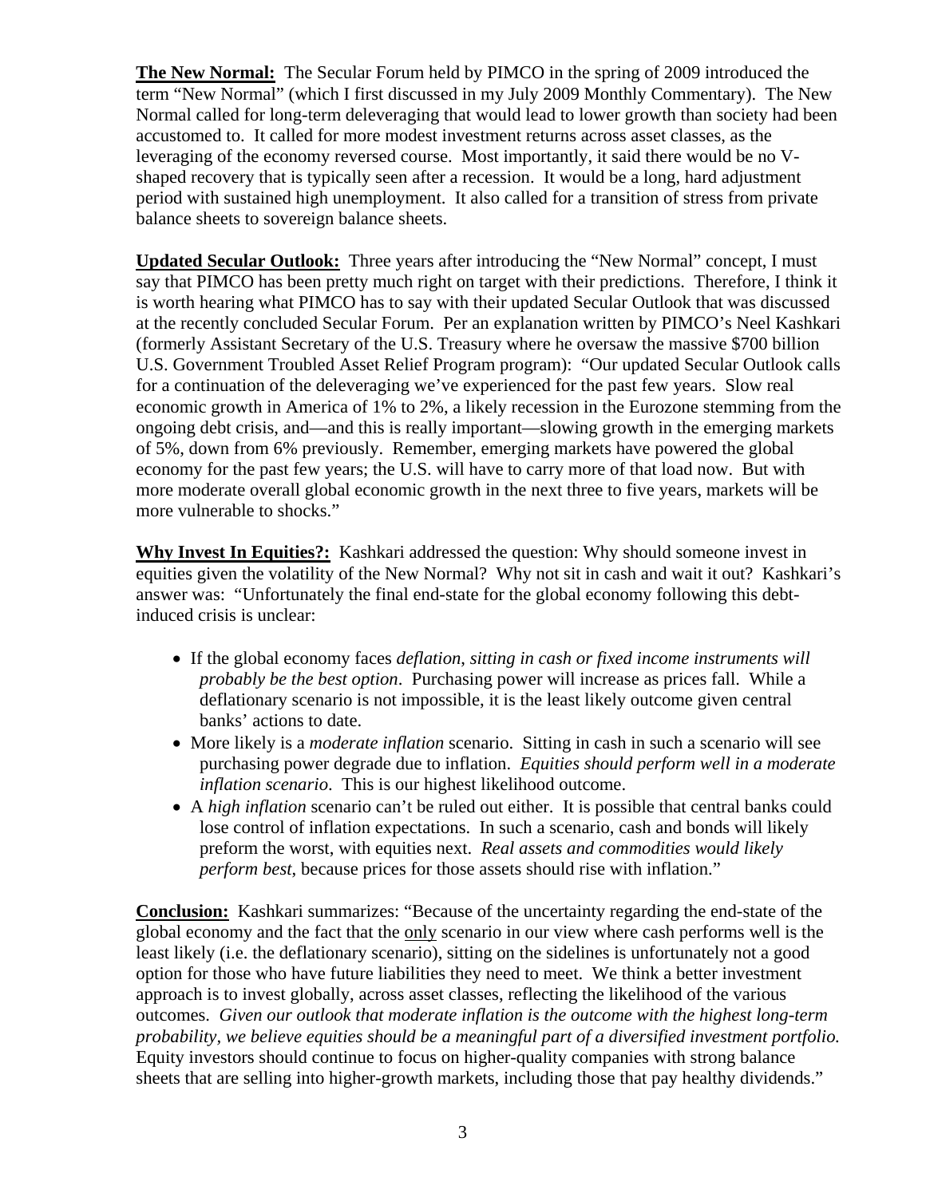**The New Normal:** The Secular Forum held by PIMCO in the spring of 2009 introduced the term "New Normal" (which I first discussed in my July 2009 Monthly Commentary). The New Normal called for long-term deleveraging that would lead to lower growth than society had been accustomed to. It called for more modest investment returns across asset classes, as the leveraging of the economy reversed course. Most importantly, it said there would be no V-shaped recovery that is typically seen after a recession. It would be a long, hard adjustment period with sustained high unemployment. It also called for a transition of stress from private balance sheets to sovereign balance sheets.

**Updated Secular Outlook:** Three years after introducing the "New Normal" concept, I must say that PIMCO has been pretty much right on target with their predictions. Therefore, I think it is worth hearing what PIMCO has to say with their updated Secular Outlook that was discussed at the recently concluded Secular Forum. Per an explanation written by PIMCO's Neel Kashkari (formerly Assistant Secretary of the U.S. Treasury where he oversaw the massive $700 billion U.S. Government Troubled Asset Relief Program program): "Our updated Secular Outlook calls for a continuation of the deleveraging we've experienced for the past few years. Slow real economic growth in America of 1% to 2%, a likely recession in the Eurozone stemming from the ongoing debt crisis, and—and this is really important—slowing growth in the emerging markets of 5%, down from 6% previously. Remember, emerging markets have powered the global economy for the past few years; the U.S. will have to carry more of that load now. But with more moderate overall global economic growth in the next three to five years, markets will be more vulnerable to shocks."

**Why Invest In Equities?:** Kashkari addressed the question: Why should someone invest in equities given the volatility of the New Normal? Why not sit in cash and wait it out? Kashkari's answer was: "Unfortunately the final end-state for the global economy following this debt-induced crisis is unclear:

- If the global economy faces *deflation, sitting in cash or fixed income instruments will probably be the best option*. Purchasing power will increase as prices fall. While a deflationary scenario is not impossible, it is the least likely outcome given central banks' actions to date.
- More likely is a *moderate inflation* scenario. Sitting in cash in such a scenario will see purchasing power degrade due to inflation. *Equities should perform well in a moderate inflation scenario*. This is our highest likelihood outcome.
- A *high inflation* scenario can't be ruled out either. It is possible that central banks could lose control of inflation expectations. In such a scenario, cash and bonds will likely preform the worst, with equities next. *Real assets and commodities would likely perform best*, because prices for those assets should rise with inflation."

**Conclusion:** Kashkari summarizes: "Because of the uncertainty regarding the end-state of the global economy and the fact that the only scenario in our view where cash performs well is the least likely (i.e. the deflationary scenario), sitting on the sidelines is unfortunately not a good option for those who have future liabilities they need to meet. We think a better investment approach is to invest globally, across asset classes, reflecting the likelihood of the various outcomes. *Given our outlook that moderate inflation is the outcome with the highest long-term probability, we believe equities should be a meaningful part of a diversified investment portfolio.* Equity investors should continue to focus on higher-quality companies with strong balance sheets that are selling into higher-growth markets, including those that pay healthy dividends."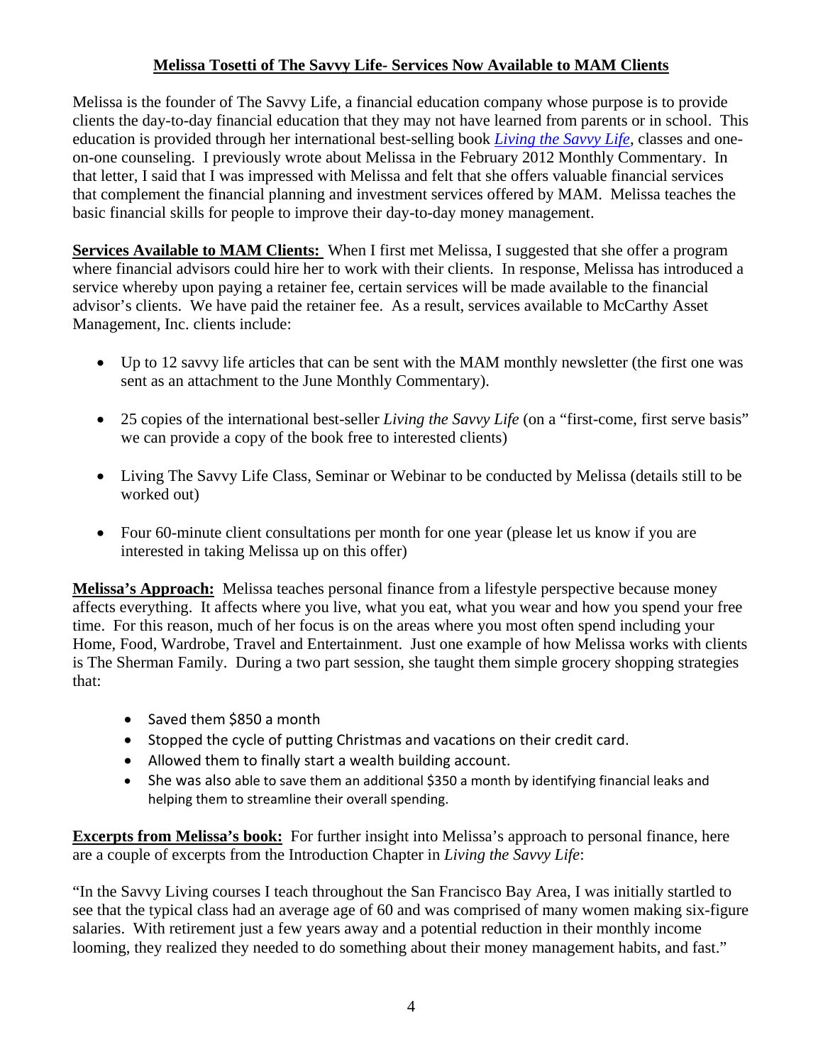## Melissa Tosetti of The Savvy Life- Services Now Available to MAM Clients

Melissa is the founder of The Savvy Life, a financial education company whose purpose is to provide clients the day-to-day financial education that they may not have learned from parents or in school. This education is provided through her international best-selling book *Living the Savvy Life*, classes and one-on-one counseling. I previously wrote about Melissa in the February 2012 Monthly Commentary. In that letter, I said that I was impressed with Melissa and felt that she offers valuable financial services that complement the financial planning and investment services offered by MAM. Melissa teaches the basic financial skills for people to improve their day-to-day money management.

**Services Available to MAM Clients:** When I first met Melissa, I suggested that she offer a program where financial advisors could hire her to work with their clients. In response, Melissa has introduced a service whereby upon paying a retainer fee, certain services will be made available to the financial advisor's clients. We have paid the retainer fee. As a result, services available to McCarthy Asset Management, Inc. clients include:

- Up to 12 savvy life articles that can be sent with the MAM monthly newsletter (the first one was sent as an attachment to the June Monthly Commentary).
- 25 copies of the international best-seller *Living the Savvy Life* (on a "first-come, first serve basis" we can provide a copy of the book free to interested clients)
- Living The Savvy Life Class, Seminar or Webinar to be conducted by Melissa (details still to be worked out)
- Four 60-minute client consultations per month for one year (please let us know if you are interested in taking Melissa up on this offer)

**Melissa's Approach:** Melissa teaches personal finance from a lifestyle perspective because money affects everything. It affects where you live, what you eat, what you wear and how you spend your free time. For this reason, much of her focus is on the areas where you most often spend including your Home, Food, Wardrobe, Travel and Entertainment. Just one example of how Melissa works with clients is The Sherman Family. During a two part session, she taught them simple grocery shopping strategies that:

- Saved them $850 a month
- Stopped the cycle of putting Christmas and vacations on their credit card.
- Allowed them to finally start a wealth building account.
- She was also able to save them an additional $350 a month by identifying financial leaks and helping them to streamline their overall spending.

**Excerpts from Melissa's book:** For further insight into Melissa's approach to personal finance, here are a couple of excerpts from the Introduction Chapter in *Living the Savvy Life*:

"In the Savvy Living courses I teach throughout the San Francisco Bay Area, I was initially startled to see that the typical class had an average age of 60 and was comprised of many women making six-figure salaries. With retirement just a few years away and a potential reduction in their monthly income looming, they realized they needed to do something about their money management habits, and fast."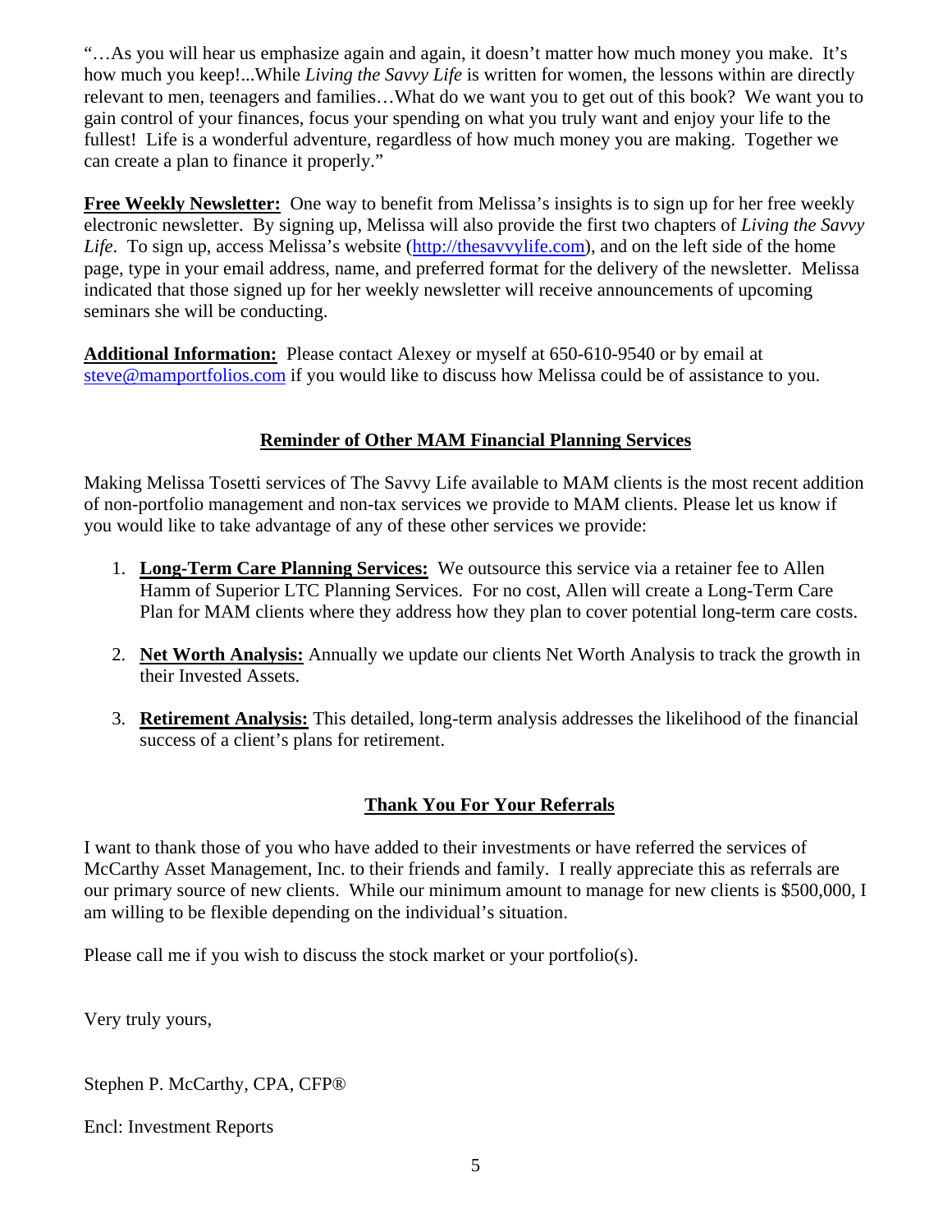"…As you will hear us emphasize again and again, it doesn't matter how much money you make. It's how much you keep!...While *Living the Savvy Life* is written for women, the lessons within are directly relevant to men, teenagers and families…What do we want you to get out of this book? We want you to gain control of your finances, focus your spending on what you truly want and enjoy your life to the fullest! Life is a wonderful adventure, regardless of how much money you are making. Together we can create a plan to finance it properly."

**Free Weekly Newsletter:** One way to benefit from Melissa's insights is to sign up for her free weekly electronic newsletter. By signing up, Melissa will also provide the first two chapters of *Living the Savvy Life*. To sign up, access Melissa's website (http://thesavvylife.com), and on the left side of the home page, type in your email address, name, and preferred format for the delivery of the newsletter. Melissa indicated that those signed up for her weekly newsletter will receive announcements of upcoming seminars she will be conducting.

**Additional Information:** Please contact Alexey or myself at 650-610-9540 or by email at steve@mamportfolios.com if you would like to discuss how Melissa could be of assistance to you.

## Reminder of Other MAM Financial Planning Services

Making Melissa Tosetti services of The Savvy Life available to MAM clients is the most recent addition of non-portfolio management and non-tax services we provide to MAM clients. Please let us know if you would like to take advantage of any of these other services we provide:

1. **Long-Term Care Planning Services:** We outsource this service via a retainer fee to Allen Hamm of Superior LTC Planning Services. For no cost, Allen will create a Long-Term Care Plan for MAM clients where they address how they plan to cover potential long-term care costs.

2. **Net Worth Analysis:** Annually we update our clients Net Worth Analysis to track the growth in their Invested Assets.

3. **Retirement Analysis:** This detailed, long-term analysis addresses the likelihood of the financial success of a client's plans for retirement.

## Thank You For Your Referrals

I want to thank those of you who have added to their investments or have referred the services of McCarthy Asset Management, Inc. to their friends and family. I really appreciate this as referrals are our primary source of new clients. While our minimum amount to manage for new clients is $500,000, I am willing to be flexible depending on the individual's situation.

Please call me if you wish to discuss the stock market or your portfolio(s).

Very truly yours,

Stephen P. McCarthy, CPA, CFP®

Encl: Investment Reports